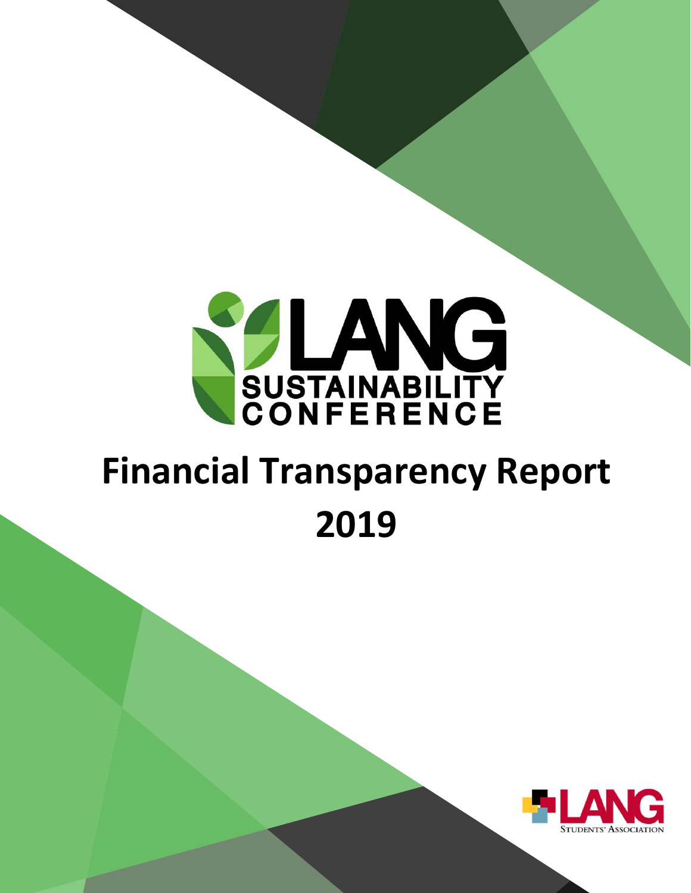LANG SUSTAINABILITY CONFERENCE

# Financial Transparency Report 2019

LANG STUDENTS' ASSOCIATION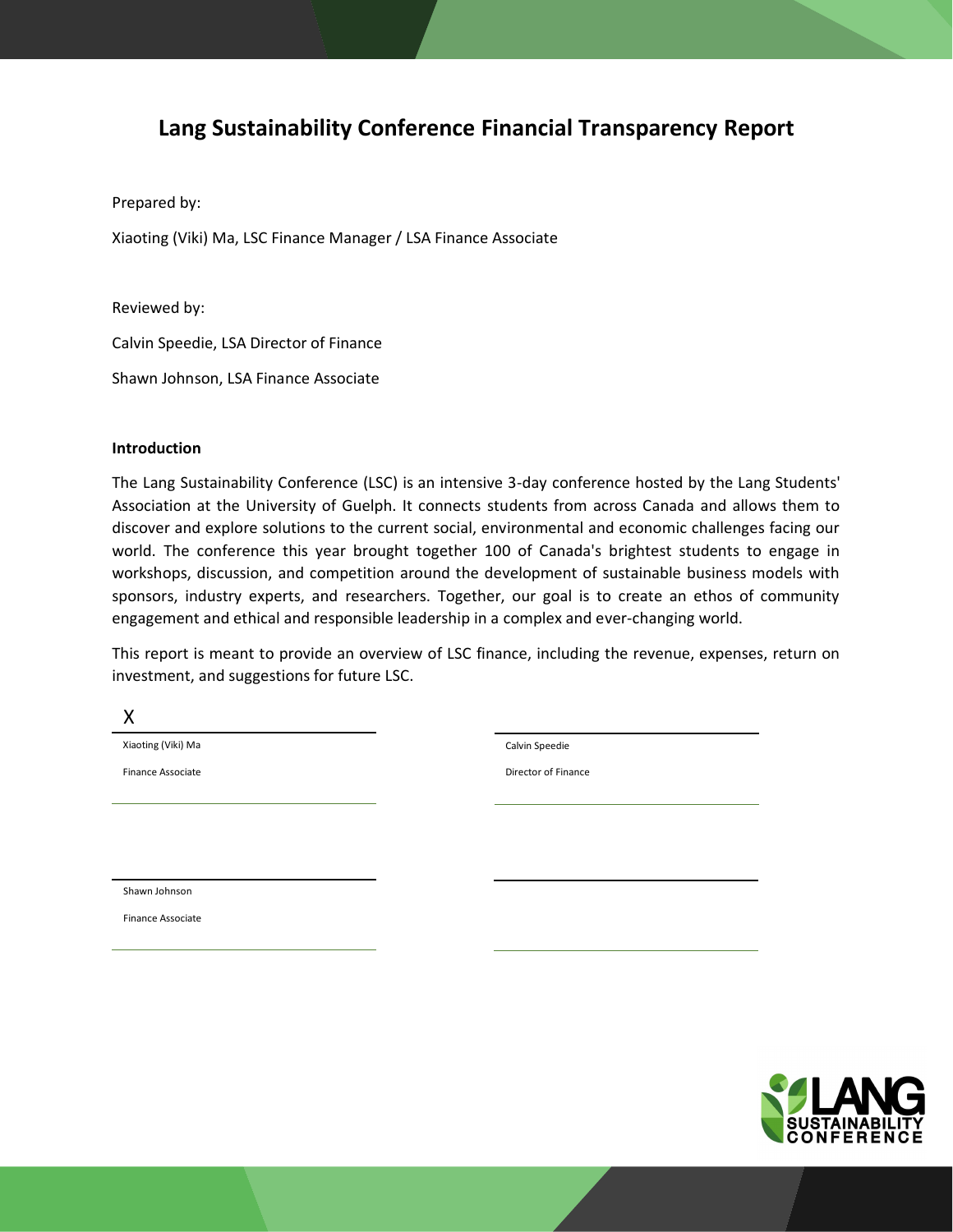# Lang Sustainability Conference Financial Transparency Report

Prepared by:

Xiaoting (Viki) Ma, LSC Finance Manager / LSA Finance Associate

Reviewed by:

Calvin Speedie, LSA Director of Finance

Shawn Johnson, LSA Finance Associate

**Introduction**

The Lang Sustainability Conference (LSC) is an intensive 3-day conference hosted by the Lang Students' Association at the University of Guelph. It connects students from across Canada and allows them to discover and explore solutions to the current social, environmental and economic challenges facing our world. The conference this year brought together 100 of Canada's brightest students to engage in workshops, discussion, and competition around the development of sustainable business models with sponsors, industry experts, and researchers. Together, our goal is to create an ethos of community engagement and ethical and responsible leadership in a complex and ever-changing world.

This report is meant to provide an overview of LSC finance, including the revenue, expenses, return on investment, and suggestions for future LSC.

X

Xiaoting (Viki) Ma

Finance Associate

Calvin Speedie

Director of Finance

Shawn Johnson

Finance Associate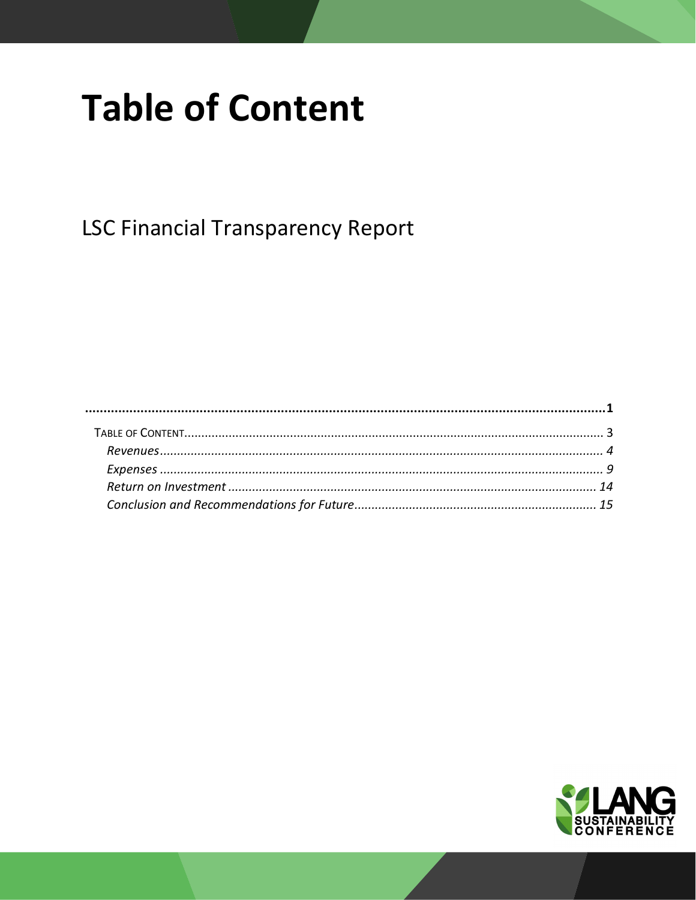# Table of Content

LSC Financial Transparency Report

**...............................................................................................................................................1**

TABLE OF CONTENT.......................................................................................................................... 3

*Revenues.................................................................................................................................. 4*

*Expenses .................................................................................................................................. 9*

*Return on Investment ............................................................................................................. 14*

*Conclusion and Recommendations for Future....................................................................... 15*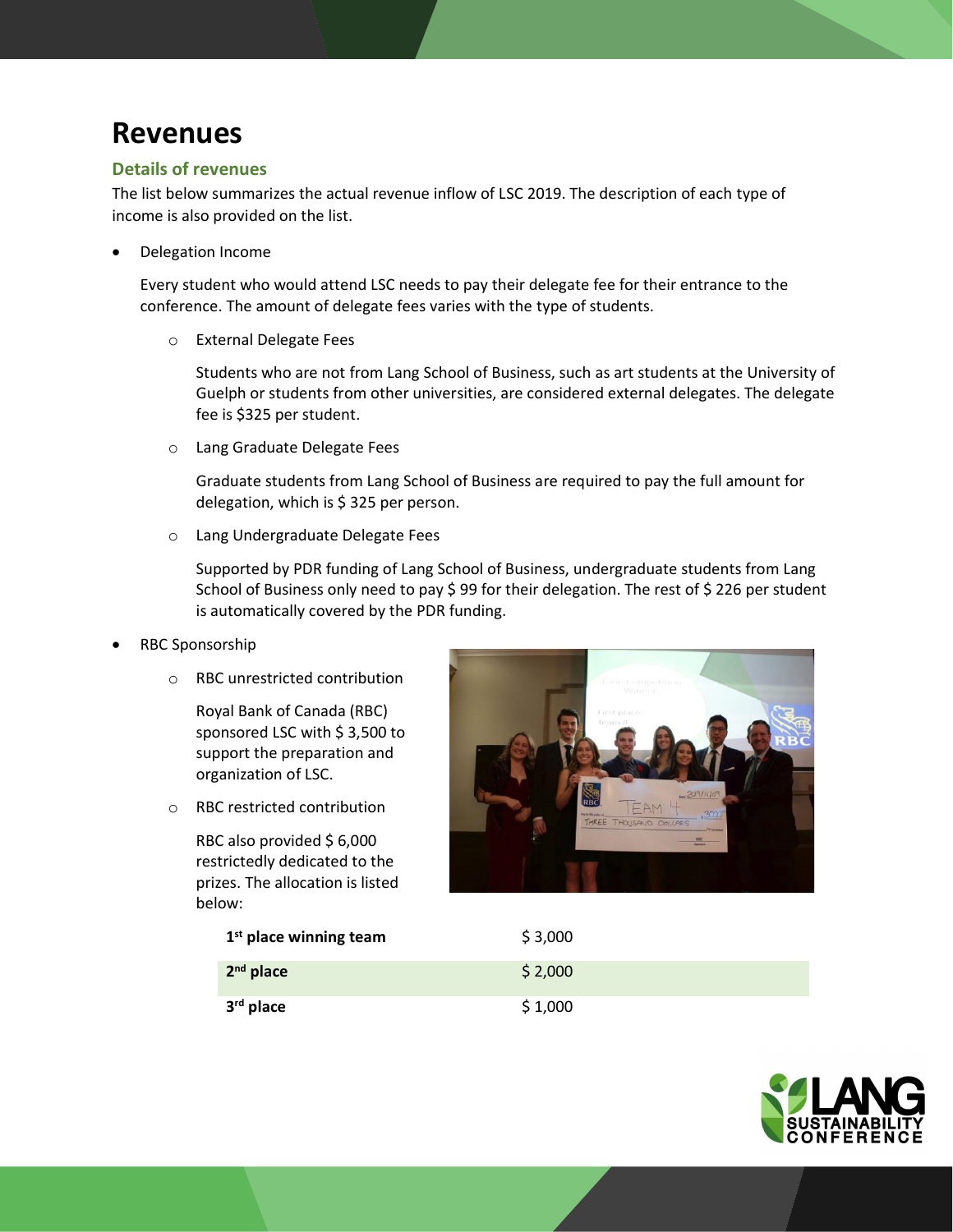# Revenues

## Details of revenues

The list below summarizes the actual revenue inflow of LSC 2019. The description of each type of income is also provided on the list.

- Delegation Income

  Every student who would attend LSC needs to pay their delegate fee for their entrance to the conference. The amount of delegate fees varies with the type of students.

  - External Delegate Fees

    Students who are not from Lang School of Business, such as art students at the University of Guelph or students from other universities, are considered external delegates. The delegate fee is $325 per student.

  - Lang Graduate Delegate Fees

    Graduate students from Lang School of Business are required to pay the full amount for delegation, which is $ 325 per person.

  - Lang Undergraduate Delegate Fees

    Supported by PDR funding of Lang School of Business, undergraduate students from Lang School of Business only need to pay $ 99 for their delegation. The rest of $ 226 per student is automatically covered by the PDR funding.

- RBC Sponsorship

  - RBC unrestricted contribution

    Royal Bank of Canada (RBC) sponsored LSC with $ 3,500 to support the preparation and organization of LSC.

  - RBC restricted contribution

    RBC also provided $ 6,000 restrictedly dedicated to the prizes. The allocation is listed below:

| | |
|---|---|
| **1st place winning team** | $ 3,000 |
| **2nd place** | $ 2,000 |
| **3rd place** | $ 1,000 |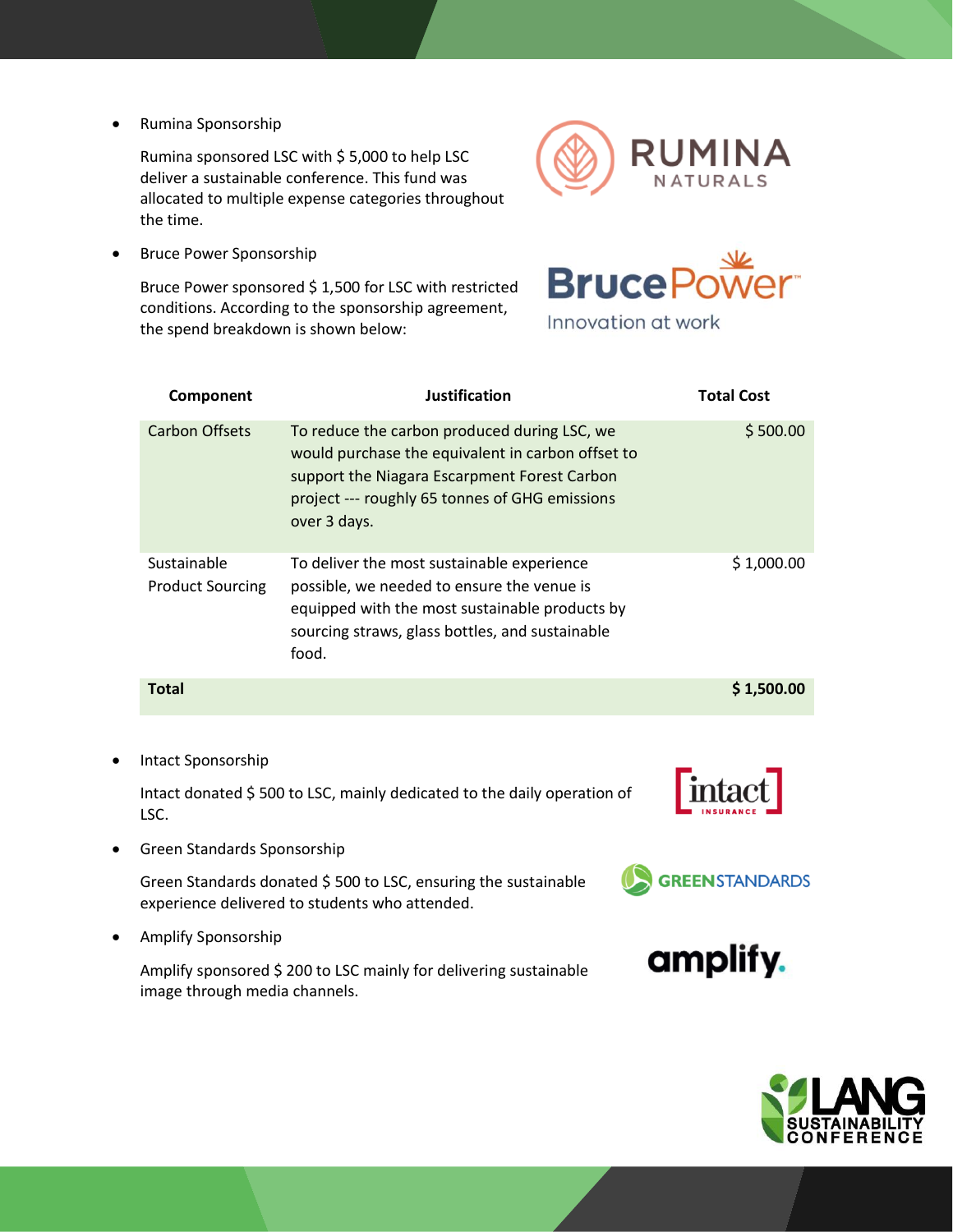- Rumina Sponsorship

  Rumina sponsored LSC with $ 5,000 to help LSC deliver a sustainable conference. This fund was allocated to multiple expense categories throughout the time.

- Bruce Power Sponsorship

  Bruce Power sponsored $ 1,500 for LSC with restricted conditions. According to the sponsorship agreement, the spend breakdown is shown below:

| Component | Justification | Total Cost |
|---|---|---|
| Carbon Offsets | To reduce the carbon produced during LSC, we would purchase the equivalent in carbon offset to support the Niagara Escarpment Forest Carbon project --- roughly 65 tonnes of GHG emissions over 3 days. | $ 500.00 |
| Sustainable Product Sourcing | To deliver the most sustainable experience possible, we needed to ensure the venue is equipped with the most sustainable products by sourcing straws, glass bottles, and sustainable food. | $ 1,000.00 |
| **Total** | | **$ 1,500.00** |

- Intact Sponsorship

  Intact donated $ 500 to LSC, mainly dedicated to the daily operation of LSC.

- Green Standards Sponsorship

  Green Standards donated $ 500 to LSC, ensuring the sustainable experience delivered to students who attended.

- Amplify Sponsorship

  Amplify sponsored $ 200 to LSC mainly for delivering sustainable image through media channels.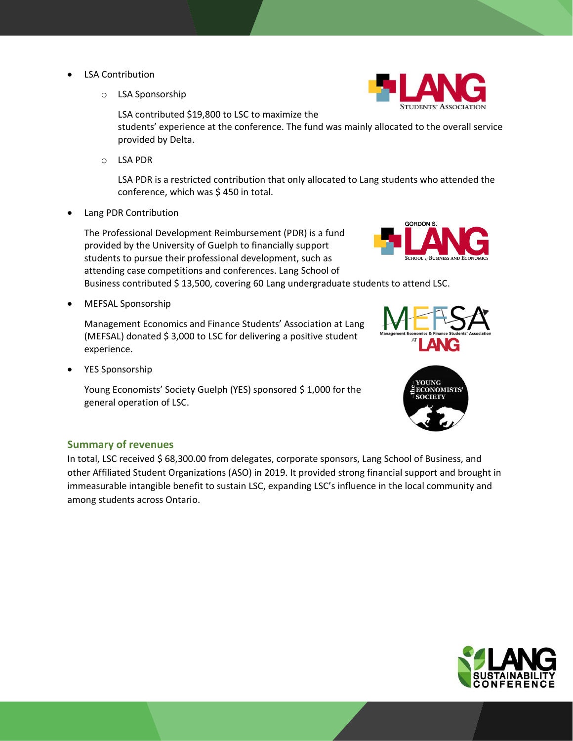- LSA Contribution
    - LSA Sponsorship

      LSA contributed $19,800 to LSC to maximize the students' experience at the conference. The fund was mainly allocated to the overall service provided by Delta.

    - LSA PDR

      LSA PDR is a restricted contribution that only allocated to Lang students who attended the conference, which was $ 450 in total.

- Lang PDR Contribution

  The Professional Development Reimbursement (PDR) is a fund provided by the University of Guelph to financially support students to pursue their professional development, such as attending case competitions and conferences. Lang School of Business contributed $ 13,500, covering 60 Lang undergraduate students to attend LSC.

- MEFSAL Sponsorship

  Management Economics and Finance Students' Association at Lang (MEFSAL) donated $ 3,000 to LSC for delivering a positive student experience.

- YES Sponsorship

  Young Economists' Society Guelph (YES) sponsored $ 1,000 for the general operation of LSC.

### Summary of revenues

In total, LSC received $ 68,300.00 from delegates, corporate sponsors, Lang School of Business, and other Affiliated Student Organizations (ASO) in 2019. It provided strong financial support and brought in immeasurable intangible benefit to sustain LSC, expanding LSC's influence in the local community and among students across Ontario.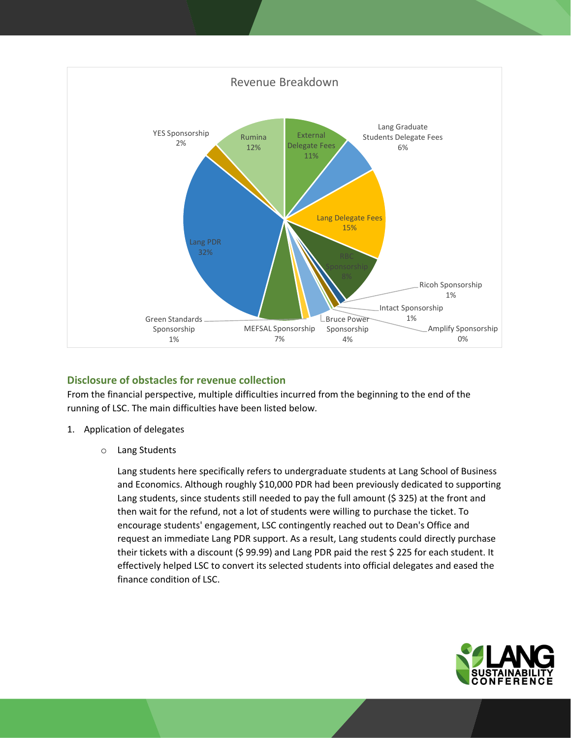Revenue Breakdown

| Source | Share |
| --- | --- |
| External Delegate Fees | 11% |
| Lang Graduate Students Delegate Fees | 6% |
| Lang Delegate Fees | 15% |
| RBC Sponsorship | 8% |
| Ricoh Sponsorship | 1% |
| Intact Sponsorship | 1% |
| Amplify Sponsorship | 0% |
| Bruce Power Sponsorship | 4% |
| MEFSAL Sponsorship | 7% |
| Green Standards Sponsorship | 1% |
| Lang PDR | 32% |
| YES Sponsorship | 2% |
| Rumina | 12% |

## Disclosure of obstacles for revenue collection

From the financial perspective, multiple difficulties incurred from the beginning to the end of the running of LSC. The main difficulties have been listed below.

1. Application of delegates

   - Lang Students

     Lang students here specifically refers to undergraduate students at Lang School of Business and Economics. Although roughly $10,000 PDR had been previously dedicated to supporting Lang students, since students still needed to pay the full amount ($ 325) at the front and then wait for the refund, not a lot of students were willing to purchase the ticket. To encourage students' engagement, LSC contingently reached out to Dean's Office and request an immediate Lang PDR support. As a result, Lang students could directly purchase their tickets with a discount ($ 99.99) and Lang PDR paid the rest $ 225 for each student. It effectively helped LSC to convert its selected students into official delegates and eased the finance condition of LSC.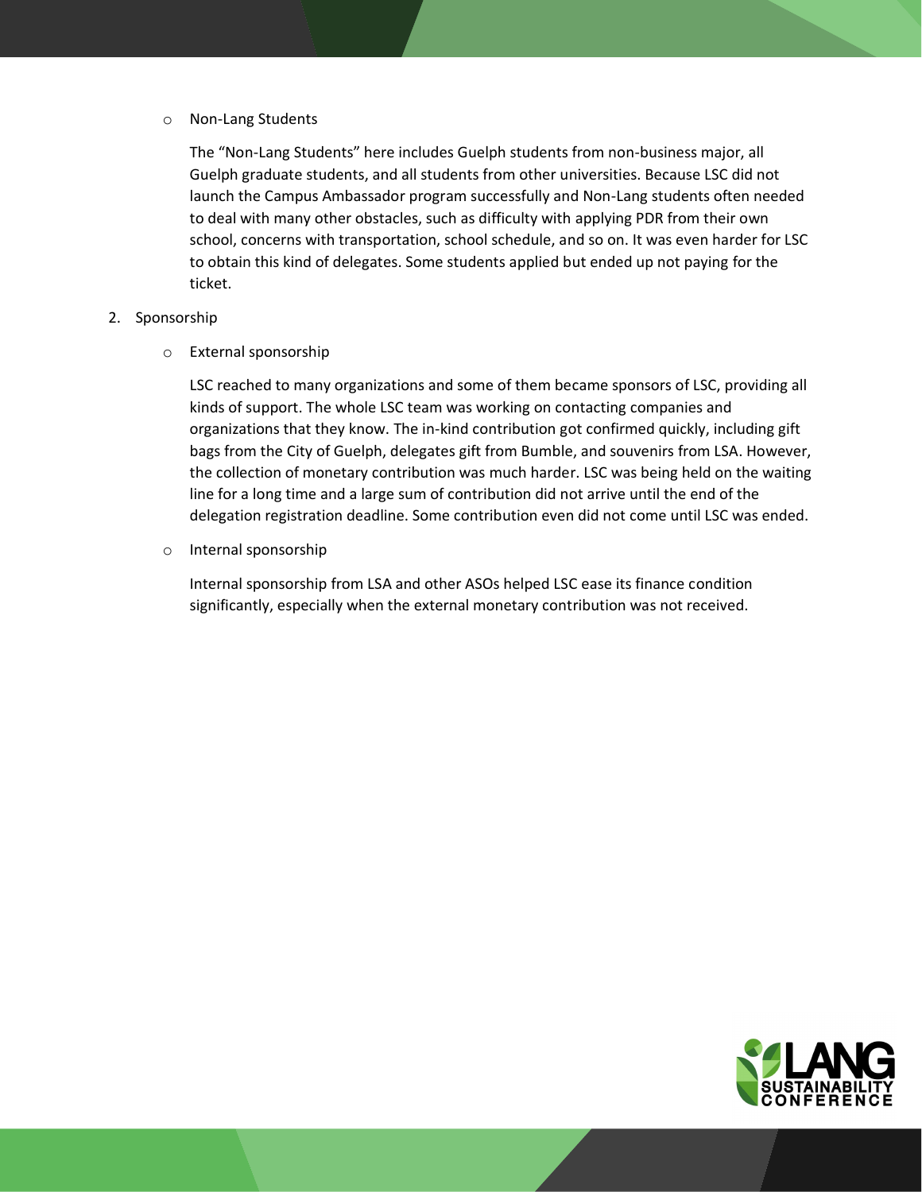- Non-Lang Students

  The "Non-Lang Students" here includes Guelph students from non-business major, all Guelph graduate students, and all students from other universities. Because LSC did not launch the Campus Ambassador program successfully and Non-Lang students often needed to deal with many other obstacles, such as difficulty with applying PDR from their own school, concerns with transportation, school schedule, and so on. It was even harder for LSC to obtain this kind of delegates. Some students applied but ended up not paying for the ticket.

2. Sponsorship

   - External sponsorship

     LSC reached to many organizations and some of them became sponsors of LSC, providing all kinds of support. The whole LSC team was working on contacting companies and organizations that they know. The in-kind contribution got confirmed quickly, including gift bags from the City of Guelph, delegates gift from Bumble, and souvenirs from LSA. However, the collection of monetary contribution was much harder. LSC was being held on the waiting line for a long time and a large sum of contribution did not arrive until the end of the delegation registration deadline. Some contribution even did not come until LSC was ended.

   - Internal sponsorship

     Internal sponsorship from LSA and other ASOs helped LSC ease its finance condition significantly, especially when the external monetary contribution was not received.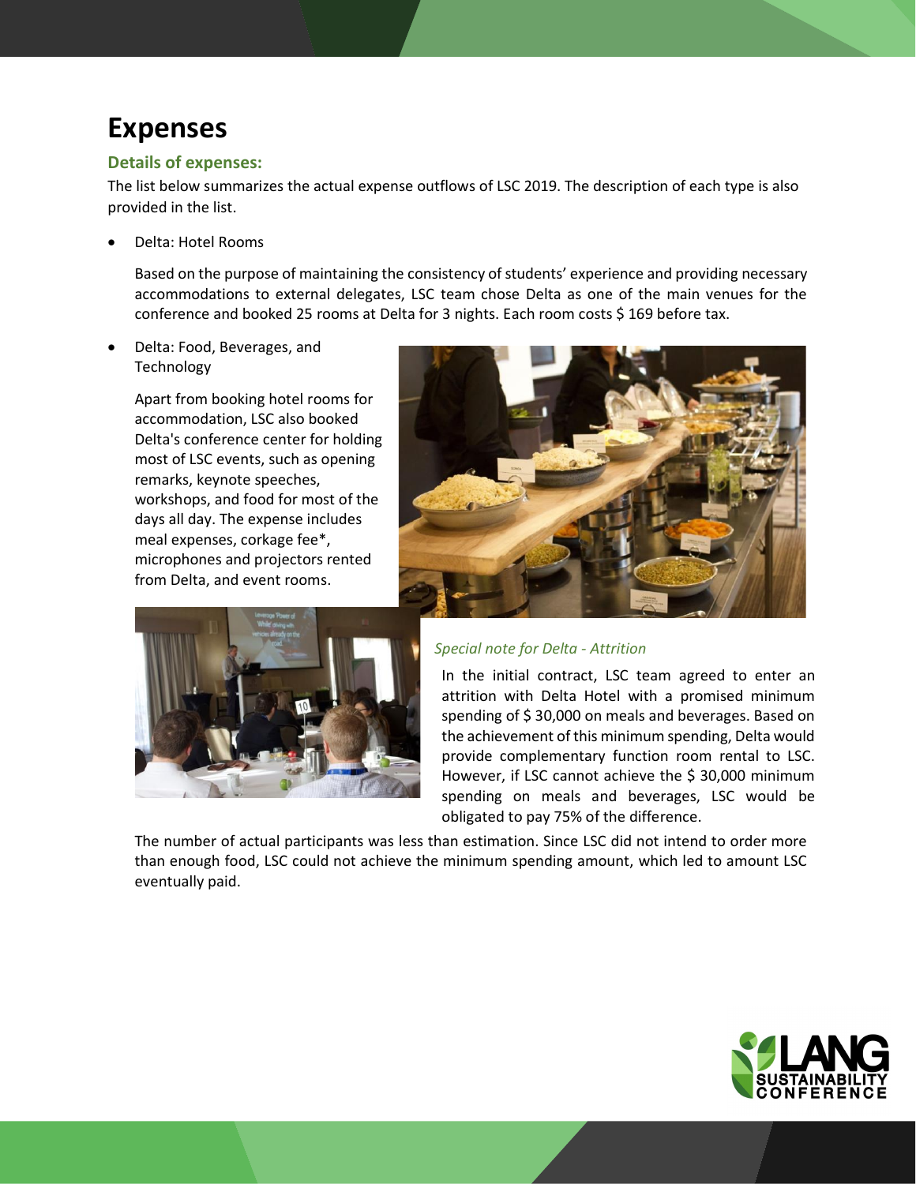# Expenses

### Details of expenses:

The list below summarizes the actual expense outflows of LSC 2019. The description of each type is also provided in the list.

- Delta: Hotel Rooms

  Based on the purpose of maintaining the consistency of students' experience and providing necessary accommodations to external delegates, LSC team chose Delta as one of the main venues for the conference and booked 25 rooms at Delta for 3 nights. Each room costs $ 169 before tax.

- Delta: Food, Beverages, and Technology

  Apart from booking hotel rooms for accommodation, LSC also booked Delta's conference center for holding most of LSC events, such as opening remarks, keynote speeches, workshops, and food for most of the days all day. The expense includes meal expenses, corkage fee*, microphones and projectors rented from Delta, and event rooms.

  *Special note for Delta - Attrition*

  In the initial contract, LSC team agreed to enter an attrition with Delta Hotel with a promised minimum spending of $ 30,000 on meals and beverages. Based on the achievement of this minimum spending, Delta would provide complementary function room rental to LSC. However, if LSC cannot achieve the $ 30,000 minimum spending on meals and beverages, LSC would be obligated to pay 75% of the difference.

  The number of actual participants was less than estimation. Since LSC did not intend to order more than enough food, LSC could not achieve the minimum spending amount, which led to amount LSC eventually paid.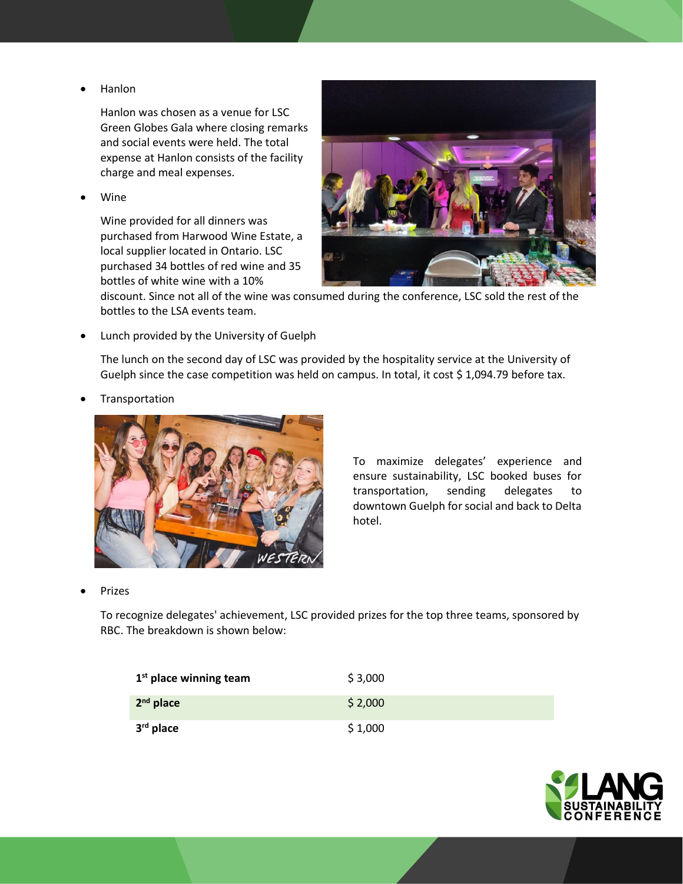- Hanlon

  Hanlon was chosen as a venue for LSC Green Globes Gala where closing remarks and social events were held. The total expense at Hanlon consists of the facility charge and meal expenses.

- Wine

  Wine provided for all dinners was purchased from Harwood Wine Estate, a local supplier located in Ontario. LSC purchased 34 bottles of red wine and 35 bottles of white wine with a 10% discount. Since not all of the wine was consumed during the conference, LSC sold the rest of the bottles to the LSA events team.

- Lunch provided by the University of Guelph

  The lunch on the second day of LSC was provided by the hospitality service at the University of Guelph since the case competition was held on campus. In total, it cost $ 1,094.79 before tax.

- Transportation

  To maximize delegates' experience and ensure sustainability, LSC booked buses for transportation, sending delegates to downtown Guelph for social and back to Delta hotel.

- Prizes

  To recognize delegates' achievement, LSC provided prizes for the top three teams, sponsored by RBC. The breakdown is shown below:

| | |
|---|---|
| **1st place winning team** | $ 3,000 |
| **2nd place** | $ 2,000 |
| **3rd place** | $ 1,000 |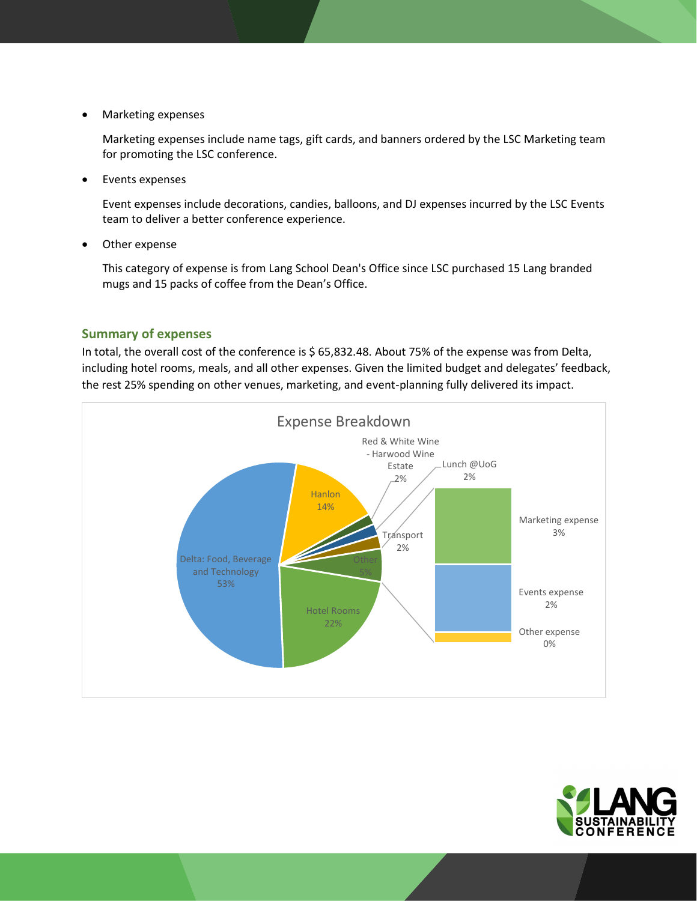- Marketing expenses

  Marketing expenses include name tags, gift cards, and banners ordered by the LSC Marketing team for promoting the LSC conference.

- Events expenses

  Event expenses include decorations, candies, balloons, and DJ expenses incurred by the LSC Events team to deliver a better conference experience.

- Other expense

  This category of expense is from Lang School Dean's Office since LSC purchased 15 Lang branded mugs and 15 packs of coffee from the Dean's Office.

### Summary of expenses

In total, the overall cost of the conference is $ 65,832.48. About 75% of the expense was from Delta, including hotel rooms, meals, and all other expenses. Given the limited budget and delegates' feedback, the rest 25% spending on other venues, marketing, and event-planning fully delivered its impact.

Expense Breakdown

| Category | Share |
|---|---|
| Delta: Food, Beverage and Technology | 53% |
| Hotel Rooms | 22% |
| Hanlon | 14% |
| Red & White Wine - Harwood Wine Estate | 2% |
| Lunch @UoG | 2% |
| Transport | 2% |
| Other | 5% |
| Marketing expense | 3% |
| Events expense | 2% |
| Other expense | 0% |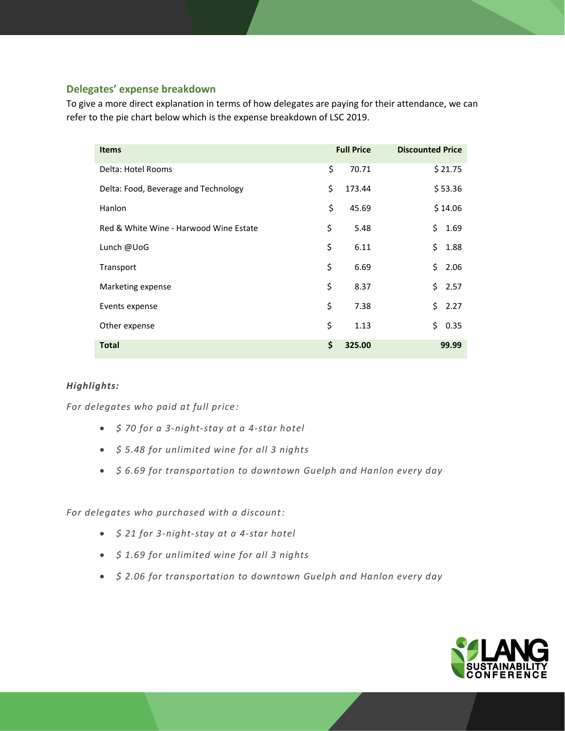### Delegates' expense breakdown

To give a more direct explanation in terms of how delegates are paying for their attendance, we can refer to the pie chart below which is the expense breakdown of LSC 2019.

| Items | Full Price | Discounted Price |
|---|---|---|
| Delta: Hotel Rooms | $ 70.71 | $ 21.75 |
| Delta: Food, Beverage and Technology | $ 173.44 | $ 53.36 |
| Hanlon | $ 45.69 | $ 14.06 |
| Red & White Wine - Harwood Wine Estate | $ 5.48 | $ 1.69 |
| Lunch @UoG | $ 6.11 | $ 1.88 |
| Transport | $ 6.69 | $ 2.06 |
| Marketing expense | $ 8.37 | $ 2.57 |
| Events expense | $ 7.38 | $ 2.27 |
| Other expense | $ 1.13 | $ 0.35 |
| **Total** | **$ 325.00** | **99.99** |

***Highlights:***

*For delegates who paid at full price:*

- *$ 70 for a 3-night-stay at a 4-star hotel*
- *$ 5.48 for unlimited wine for all 3 nights*
- *$ 6.69 for transportation to downtown Guelph and Hanlon every day*

*For delegates who purchased with a discount:*

- *$ 21 for 3-night-stay at a 4-star hotel*
- *$ 1.69 for unlimited wine for all 3 nights*
- *$ 2.06 for transportation to downtown Guelph and Hanlon every day*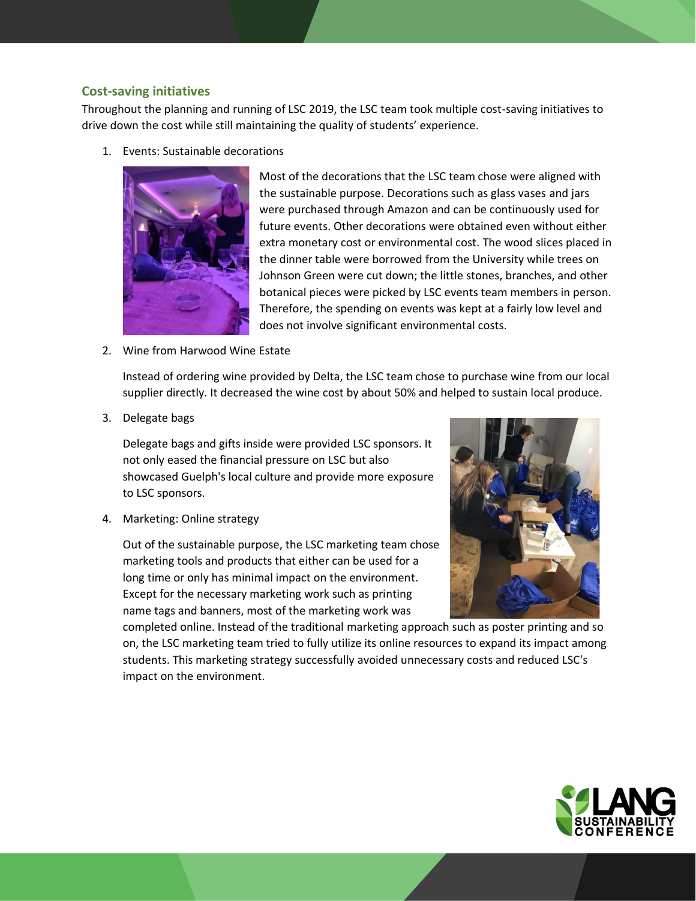## Cost-saving initiatives

Throughout the planning and running of LSC 2019, the LSC team took multiple cost-saving initiatives to drive down the cost while still maintaining the quality of students' experience.

1. Events: Sustainable decorations

   Most of the decorations that the LSC team chose were aligned with the sustainable purpose. Decorations such as glass vases and jars were purchased through Amazon and can be continuously used for future events. Other decorations were obtained even without either extra monetary cost or environmental cost. The wood slices placed in the dinner table were borrowed from the University while trees on Johnson Green were cut down; the little stones, branches, and other botanical pieces were picked by LSC events team members in person. Therefore, the spending on events was kept at a fairly low level and does not involve significant environmental costs.

2. Wine from Harwood Wine Estate

   Instead of ordering wine provided by Delta, the LSC team chose to purchase wine from our local supplier directly. It decreased the wine cost by about 50% and helped to sustain local produce.

3. Delegate bags

   Delegate bags and gifts inside were provided LSC sponsors. It not only eased the financial pressure on LSC but also showcased Guelph's local culture and provide more exposure to LSC sponsors.

4. Marketing: Online strategy

   Out of the sustainable purpose, the LSC marketing team chose marketing tools and products that either can be used for a long time or only has minimal impact on the environment. Except for the necessary marketing work such as printing name tags and banners, most of the marketing work was completed online. Instead of the traditional marketing approach such as poster printing and so on, the LSC marketing team tried to fully utilize its online resources to expand its impact among students. This marketing strategy successfully avoided unnecessary costs and reduced LSC's impact on the environment.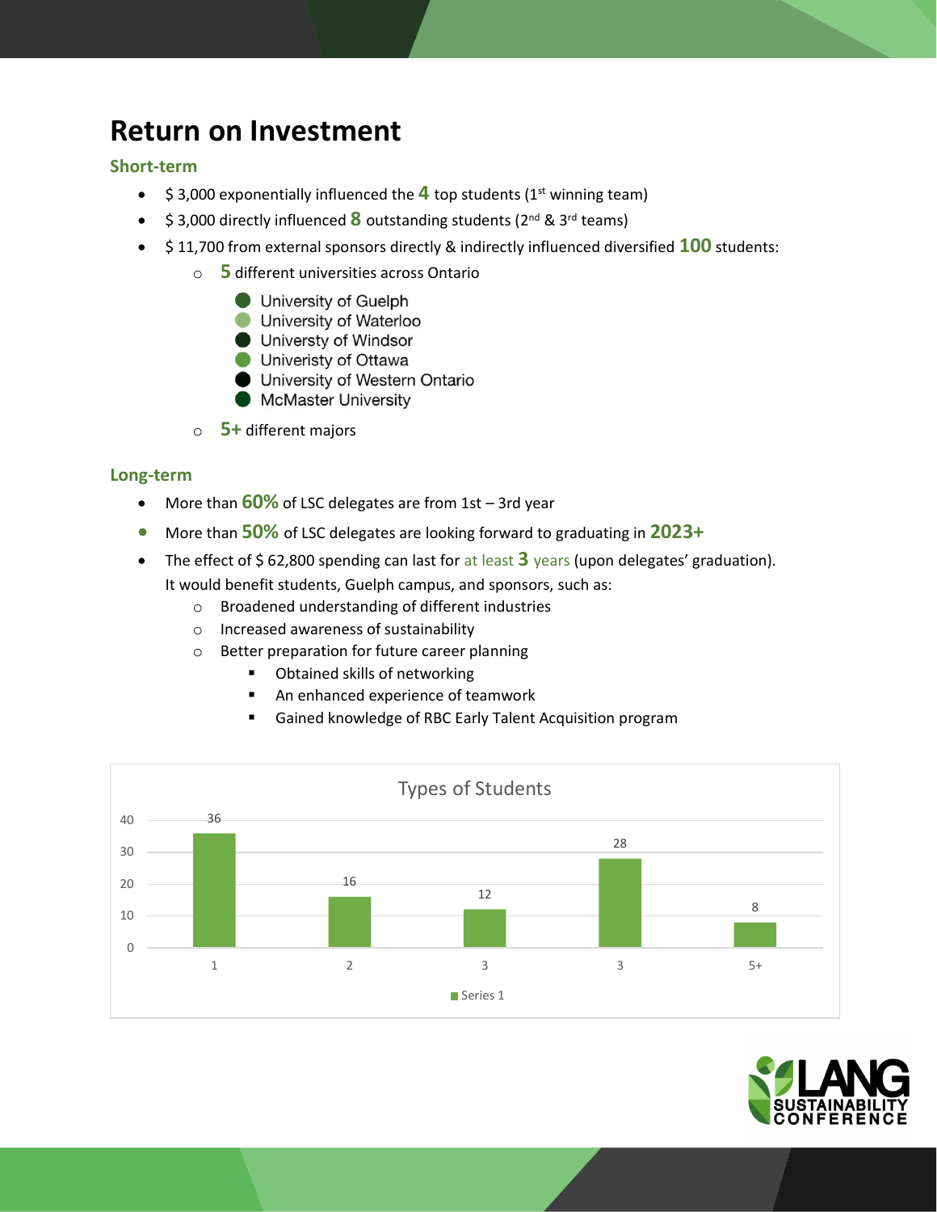# Return on Investment

## Short-term

- $ 3,000 exponentially influenced the **4** top students (1st winning team)
- $ 3,000 directly influenced **8** outstanding students (2nd & 3rd teams)
- $ 11,700 from external sponsors directly & indirectly influenced diversified **100** students:
  - **5** different universities across Ontario
    - University of Guelph
    - University of Waterloo
    - Universty of Windsor
    - Univeristy of Ottawa
    - University of Western Ontario
    - McMaster University
  - **5+** different majors

## Long-term

- More than **60%** of LSC delegates are from 1st – 3rd year
- More than **50%** of LSC delegates are looking forward to graduating in **2023+**
- The effect of $ 62,800 spending can last for at least **3** years (upon delegates' graduation). It would benefit students, Guelph campus, and sponsors, such as:
  - Broadened understanding of different industries
  - Increased awareness of sustainability
  - Better preparation for future career planning
    - Obtained skills of networking
    - An enhanced experience of teamwork
    - Gained knowledge of RBC Early Talent Acquisition program

**Types of Students**

| | Series 1 |
|---|---|
| 1 | 36 |
| 2 | 16 |
| 3 | 12 |
| 3 | 28 |
| 5+ | 8 |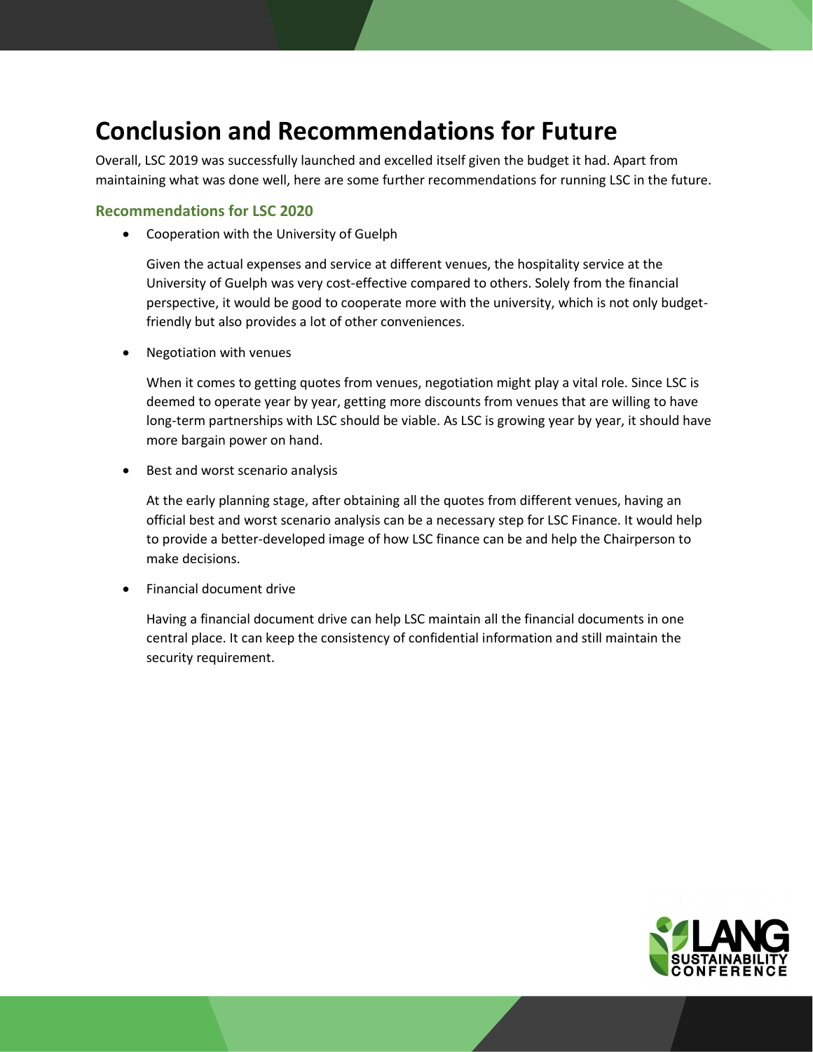# Conclusion and Recommendations for Future

Overall, LSC 2019 was successfully launched and excelled itself given the budget it had. Apart from maintaining what was done well, here are some further recommendations for running LSC in the future.

## Recommendations for LSC 2020

- Cooperation with the University of Guelph

  Given the actual expenses and service at different venues, the hospitality service at the University of Guelph was very cost-effective compared to others. Solely from the financial perspective, it would be good to cooperate more with the university, which is not only budget-friendly but also provides a lot of other conveniences.

- Negotiation with venues

  When it comes to getting quotes from venues, negotiation might play a vital role. Since LSC is deemed to operate year by year, getting more discounts from venues that are willing to have long-term partnerships with LSC should be viable. As LSC is growing year by year, it should have more bargain power on hand.

- Best and worst scenario analysis

  At the early planning stage, after obtaining all the quotes from different venues, having an official best and worst scenario analysis can be a necessary step for LSC Finance. It would help to provide a better-developed image of how LSC finance can be and help the Chairperson to make decisions.

- Financial document drive

  Having a financial document drive can help LSC maintain all the financial documents in one central place. It can keep the consistency of confidential information and still maintain the security requirement.